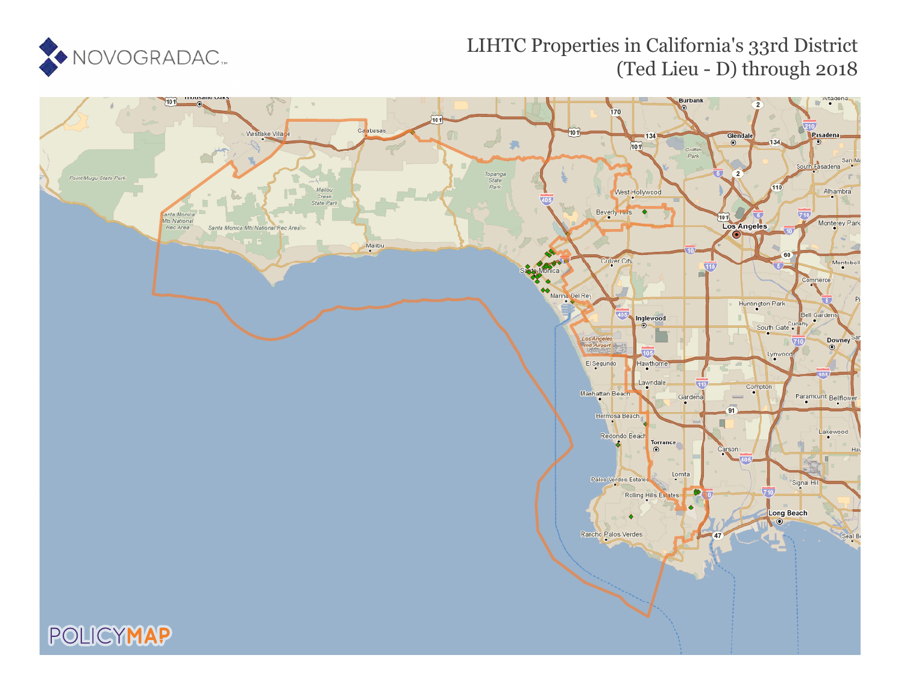NOVOGRADAC

# LIHTC Properties in California's 33rd District (Ted Lieu - D) through 2018

POLICYMAP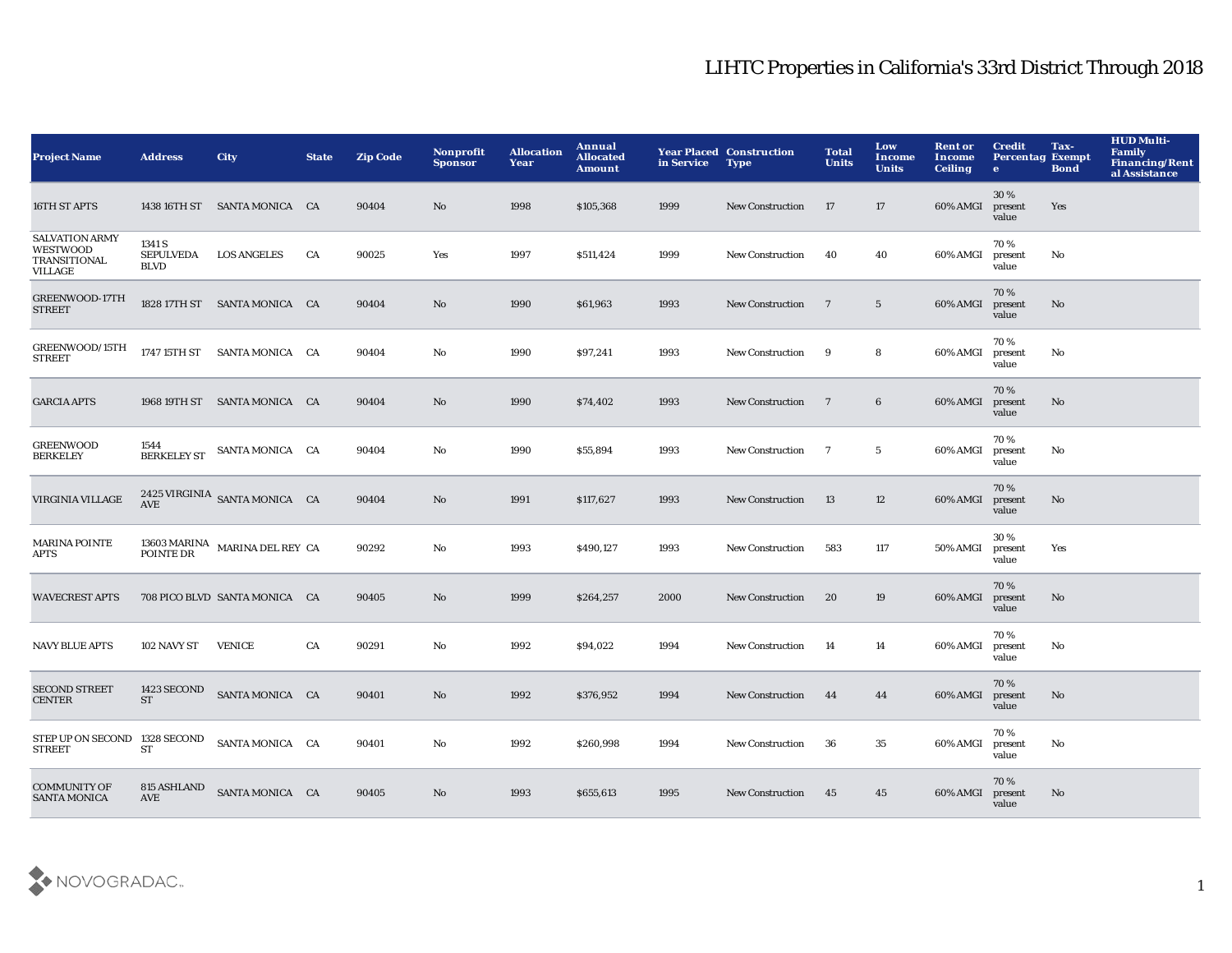# LIHTC Properties in California's 33rd District Through 2018

| Project Name | Address | City | State | Zip Code | Nonprofit Sponsor | Allocation Year | Annual Allocated Amount | Year Placed in Service | Construction Type | Total Units | Low Income Units | Rent or Income Ceiling | Credit Percentage | Tax-Exempt Bond | HUD Multi-Family Financing/Rental Assistance |
|---|---|---|---|---|---|---|---|---|---|---|---|---|---|---|---|
| 16TH ST APTS | 1438 16TH ST | SANTA MONICA | CA | 90404 | No | 1998 | $105,368 | 1999 | New Construction | 17 | 17 | 60% AMGI | 30 % present value | Yes | |
| SALVATION ARMY WESTWOOD TRANSITIONAL VILLAGE | 1341 S SEPULVEDA BLVD | LOS ANGELES | CA | 90025 | Yes | 1997 | $511,424 | 1999 | New Construction | 40 | 40 | 60% AMGI | 70 % present value | No | |
| GREENWOOD-17TH STREET | 1828 17TH ST | SANTA MONICA | CA | 90404 | No | 1990 | $61,963 | 1993 | New Construction | 7 | 5 | 60% AMGI | 70 % present value | No | |
| GREENWOOD/15TH STREET | 1747 15TH ST | SANTA MONICA | CA | 90404 | No | 1990 | $97,241 | 1993 | New Construction | 9 | 8 | 60% AMGI | 70 % present value | No | |
| GARCIA APTS | 1968 19TH ST | SANTA MONICA | CA | 90404 | No | 1990 | $74,402 | 1993 | New Construction | 7 | 6 | 60% AMGI | 70 % present value | No | |
| GREENWOOD BERKELEY | 1544 BERKELEY ST | SANTA MONICA | CA | 90404 | No | 1990 | $55,894 | 1993 | New Construction | 7 | 5 | 60% AMGI | 70 % present value | No | |
| VIRGINIA VILLAGE | 2425 VIRGINIA AVE | SANTA MONICA | CA | 90404 | No | 1991 | $117,627 | 1993 | New Construction | 13 | 12 | 60% AMGI | 70 % present value | No | |
| MARINA POINTE APTS | 13603 MARINA POINTE DR | MARINA DEL REY | CA | 90292 | No | 1993 | $490,127 | 1993 | New Construction | 583 | 117 | 50% AMGI | 30 % present value | Yes | |
| WAVECREST APTS | 708 PICO BLVD | SANTA MONICA | CA | 90405 | No | 1999 | $264,257 | 2000 | New Construction | 20 | 19 | 60% AMGI | 70 % present value | No | |
| NAVY BLUE APTS | 102 NAVY ST | VENICE | CA | 90291 | No | 1992 | $94,022 | 1994 | New Construction | 14 | 14 | 60% AMGI | 70 % present value | No | |
| SECOND STREET CENTER | 1423 SECOND ST | SANTA MONICA | CA | 90401 | No | 1992 | $376,952 | 1994 | New Construction | 44 | 44 | 60% AMGI | 70 % present value | No | |
| STEP UP ON SECOND STREET | 1328 SECOND ST | SANTA MONICA | CA | 90401 | No | 1992 | $260,998 | 1994 | New Construction | 36 | 35 | 60% AMGI | 70 % present value | No | |
| COMMUNITY OF SANTA MONICA | 815 ASHLAND AVE | SANTA MONICA | CA | 90405 | No | 1993 | $655,613 | 1995 | New Construction | 45 | 45 | 60% AMGI | 70 % present value | No | |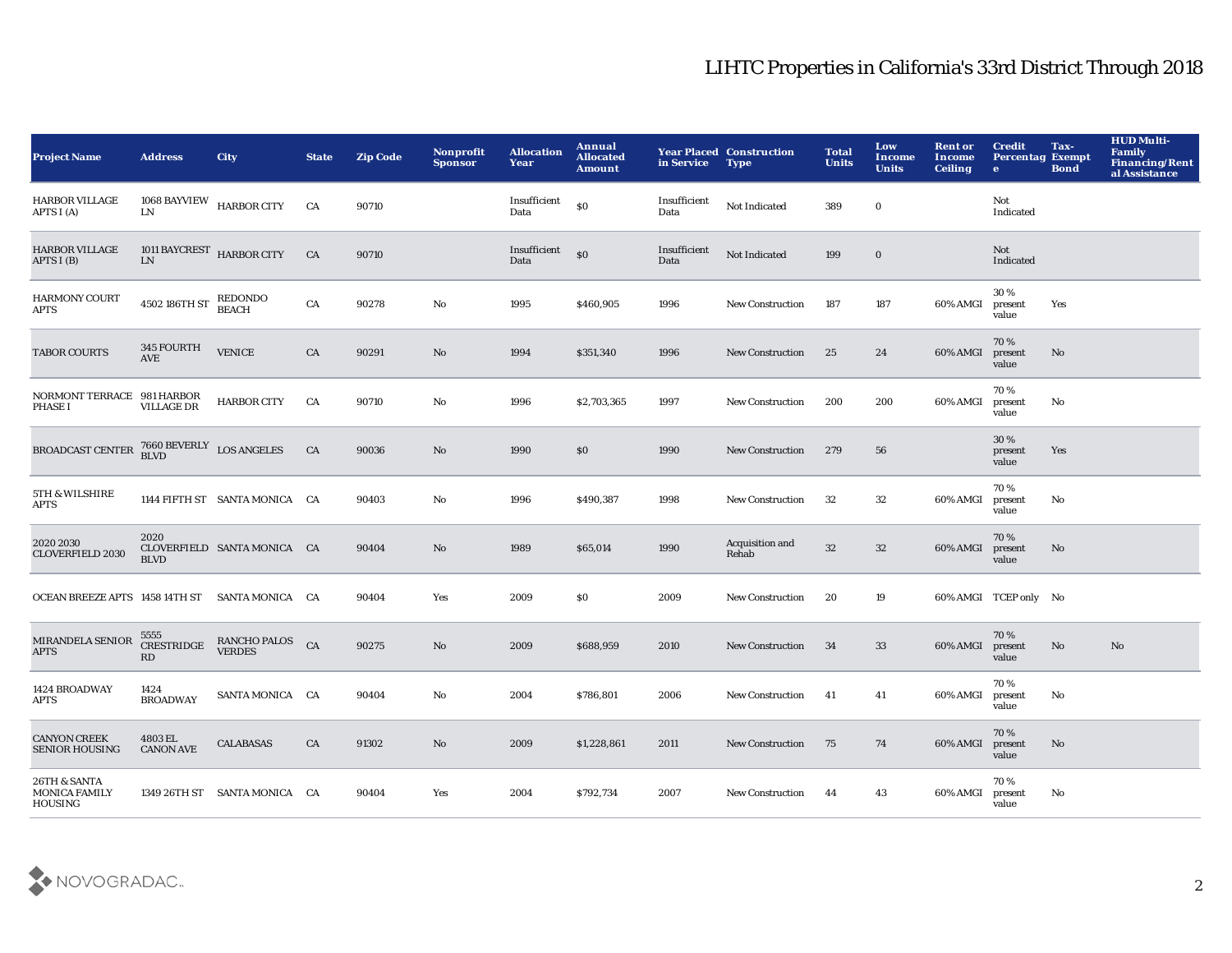# LIHTC Properties in California's 33rd District Through 2018

| Project Name | Address | City | State | Zip Code | Nonprofit Sponsor | Allocation Year | Annual Allocated Amount | Year Placed in Service | Construction Type | Total Units | Low Income Units | Rent or Income Ceiling | Credit Percentage | Tax-Exempt Bond | HUD Multi-Family Financing/Rental Assistance |
|---|---|---|---|---|---|---|---|---|---|---|---|---|---|---|---|
| HARBOR VILLAGE APTS I (A) | 1068 BAYVIEW LN | HARBOR CITY | CA | 90710 | | Insufficient Data | $0 | Insufficient Data | Not Indicated | 389 | 0 | | Not Indicated | | |
| HARBOR VILLAGE APTS I (B) | 1011 BAYCREST LN | HARBOR CITY | CA | 90710 | | Insufficient Data | $0 | Insufficient Data | Not Indicated | 199 | 0 | | Not Indicated | | |
| HARMONY COURT APTS | 4502 186TH ST | REDONDO BEACH | CA | 90278 | No | 1995 | $460,905 | 1996 | New Construction | 187 | 187 | 60% AMGI | 30 % present value | Yes | |
| TABOR COURTS | 345 FOURTH AVE | VENICE | CA | 90291 | No | 1994 | $351,340 | 1996 | New Construction | 25 | 24 | 60% AMGI | 70 % present value | No | |
| NORMONT TERRACE PHASE I | 981 HARBOR VILLAGE DR | HARBOR CITY | CA | 90710 | No | 1996 | $2,703,365 | 1997 | New Construction | 200 | 200 | 60% AMGI | 70 % present value | No | |
| BROADCAST CENTER | 7660 BEVERLY BLVD | LOS ANGELES | CA | 90036 | No | 1990 | $0 | 1990 | New Construction | 279 | 56 | | 30 % present value | Yes | |
| 5TH & WILSHIRE APTS | 1144 FIFTH ST | SANTA MONICA | CA | 90403 | No | 1996 | $490,387 | 1998 | New Construction | 32 | 32 | 60% AMGI | 70 % present value | No | |
| 2020 2030 CLOVERFIELD 2030 | 2020 CLOVERFIELD BLVD | SANTA MONICA | CA | 90404 | No | 1989 | $65,014 | 1990 | Acquisition and Rehab | 32 | 32 | 60% AMGI | 70 % present value | No | |
| OCEAN BREEZE APTS | 1458 14TH ST | SANTA MONICA | CA | 90404 | Yes | 2009 | $0 | 2009 | New Construction | 20 | 19 | 60% AMGI | TCEP only | No | |
| MIRANDELA SENIOR APTS | 5555 CRESTRIDGE RD | RANCHO PALOS VERDES | CA | 90275 | No | 2009 | $688,959 | 2010 | New Construction | 34 | 33 | 60% AMGI | 70 % present value | No | No |
| 1424 BROADWAY APTS | 1424 BROADWAY | SANTA MONICA | CA | 90404 | No | 2004 | $786,801 | 2006 | New Construction | 41 | 41 | 60% AMGI | 70 % present value | No | |
| CANYON CREEK SENIOR HOUSING | 4803 EL CANON AVE | CALABASAS | CA | 91302 | No | 2009 | $1,228,861 | 2011 | New Construction | 75 | 74 | 60% AMGI | 70 % present value | No | |
| 26TH & SANTA MONICA FAMILY HOUSING | 1349 26TH ST | SANTA MONICA | CA | 90404 | Yes | 2004 | $792,734 | 2007 | New Construction | 44 | 43 | 60% AMGI | 70 % present value | No | |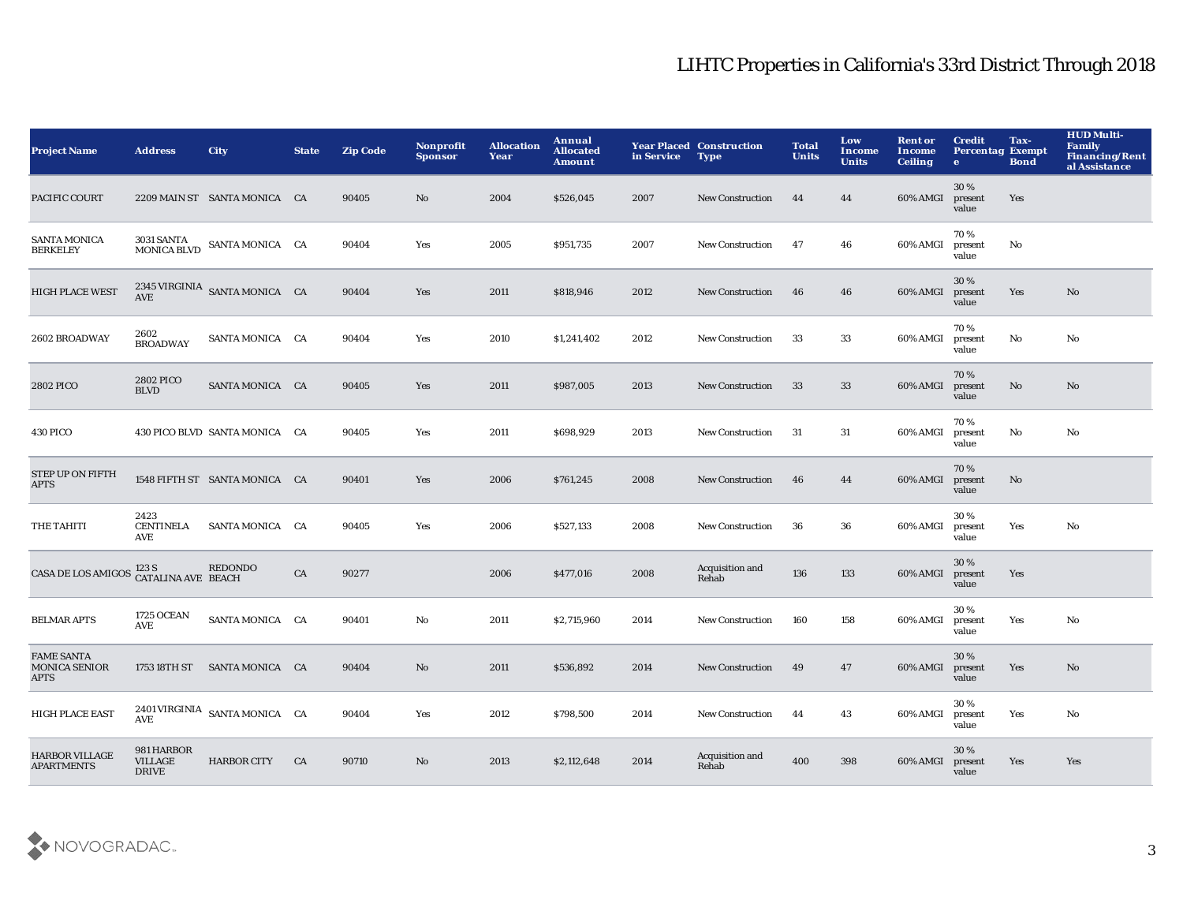# LIHTC Properties in California's 33rd District Through 2018

| Project Name | Address | City | State | Zip Code | Nonprofit Sponsor | Allocation Year | Annual Allocated Amount | Year Placed in Service | Construction Type | Total Units | Low Income Units | Rent or Income Ceiling | Credit Percentage | Tax-Exempt Bond | HUD Multi-Family Financing/Rental Assistance |
|---|---|---|---|---|---|---|---|---|---|---|---|---|---|---|---|
| PACIFIC COURT | 2209 MAIN ST | SANTA MONICA | CA | 90405 | No | 2004 | $526,045 | 2007 | New Construction | 44 | 44 | 60% AMGI | 30 % present value | Yes | |
| SANTA MONICA BERKELEY | 3031 SANTA MONICA BLVD | SANTA MONICA | CA | 90404 | Yes | 2005 | $951,735 | 2007 | New Construction | 47 | 46 | 60% AMGI | 70 % present value | No | |
| HIGH PLACE WEST | 2345 VIRGINIA AVE | SANTA MONICA | CA | 90404 | Yes | 2011 | $818,946 | 2012 | New Construction | 46 | 46 | 60% AMGI | 30 % present value | Yes | No |
| 2602 BROADWAY | 2602 BROADWAY | SANTA MONICA | CA | 90404 | Yes | 2010 | $1,241,402 | 2012 | New Construction | 33 | 33 | 60% AMGI | 70 % present value | No | No |
| 2802 PICO | 2802 PICO BLVD | SANTA MONICA | CA | 90405 | Yes | 2011 | $987,005 | 2013 | New Construction | 33 | 33 | 60% AMGI | 70 % present value | No | No |
| 430 PICO | 430 PICO BLVD | SANTA MONICA | CA | 90405 | Yes | 2011 | $698,929 | 2013 | New Construction | 31 | 31 | 60% AMGI | 70 % present value | No | No |
| STEP UP ON FIFTH APTS | 1548 FIFTH ST | SANTA MONICA | CA | 90401 | Yes | 2006 | $761,245 | 2008 | New Construction | 46 | 44 | 60% AMGI | 70 % present value | No | |
| THE TAHITI | 2423 CENTINELA AVE | SANTA MONICA | CA | 90405 | Yes | 2006 | $527,133 | 2008 | New Construction | 36 | 36 | 60% AMGI | 30 % present value | Yes | No |
| CASA DE LOS AMIGOS | 123 S CATALINA AVE | REDONDO BEACH | CA | 90277 | | 2006 | $477,016 | 2008 | Acquisition and Rehab | 136 | 133 | 60% AMGI | 30 % present value | Yes | |
| BELMAR APTS | 1725 OCEAN AVE | SANTA MONICA | CA | 90401 | No | 2011 | $2,715,960 | 2014 | New Construction | 160 | 158 | 60% AMGI | 30 % present value | Yes | No |
| FAME SANTA MONICA SENIOR APTS | 1753 18TH ST | SANTA MONICA | CA | 90404 | No | 2011 | $536,892 | 2014 | New Construction | 49 | 47 | 60% AMGI | 30 % present value | Yes | No |
| HIGH PLACE EAST | 2401 VIRGINIA AVE | SANTA MONICA | CA | 90404 | Yes | 2012 | $798,500 | 2014 | New Construction | 44 | 43 | 60% AMGI | 30 % present value | Yes | No |
| HARBOR VILLAGE APARTMENTS | 981 HARBOR VILLAGE DRIVE | HARBOR CITY | CA | 90710 | No | 2013 | $2,112,648 | 2014 | Acquisition and Rehab | 400 | 398 | 60% AMGI | 30 % present value | Yes | Yes |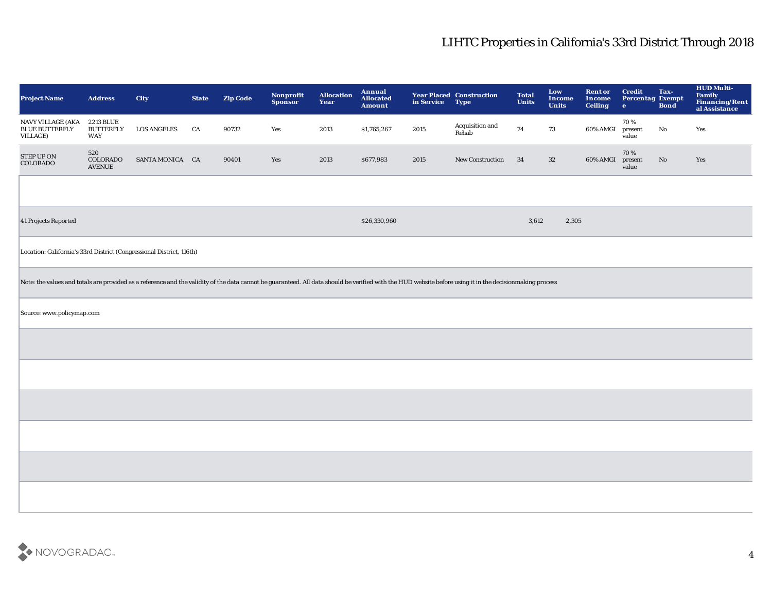# LIHTC Properties in California's 33rd District Through 2018

| Project Name | Address | City | State | Zip Code | Nonprofit Sponsor | Allocation Year | Annual Allocated Amount | Year Placed in Service | Construction Type | Total Units | Low Income Units | Rent or Income Ceiling | Credit Percentage | Tax-Exempt Bond | HUD Multi-Family Financing/Rental Assistance |
|---|---|---|---|---|---|---|---|---|---|---|---|---|---|---|---|
| NAVY VILLAGE (AKA BLUE BUTTERFLY VILLAGE) | 2213 BLUE BUTTERFLY WAY | LOS ANGELES | CA | 90732 | Yes | 2013 | $1,765,267 | 2015 | Acquisition and Rehab | 74 | 73 | 60% AMGI | 70 % present value | No | Yes |
| STEP UP ON COLORADO | 520 COLORADO AVENUE | SANTA MONICA | CA | 90401 | Yes | 2013 | $677,983 | 2015 | New Construction | 34 | 32 | 60% AMGI | 70 % present value | No | Yes |
| 41 Projects Reported | | | | | | | $26,330,960 | | | 3,612 | 2,305 | | | | |

Location: California's 33rd District (Congressional District, 116th)

Note: the values and totals are provided as a reference and the validity of the data cannot be guaranteed. All data should be verified with the HUD website before using it in the decisionmaking process

Source: www.policymap.com